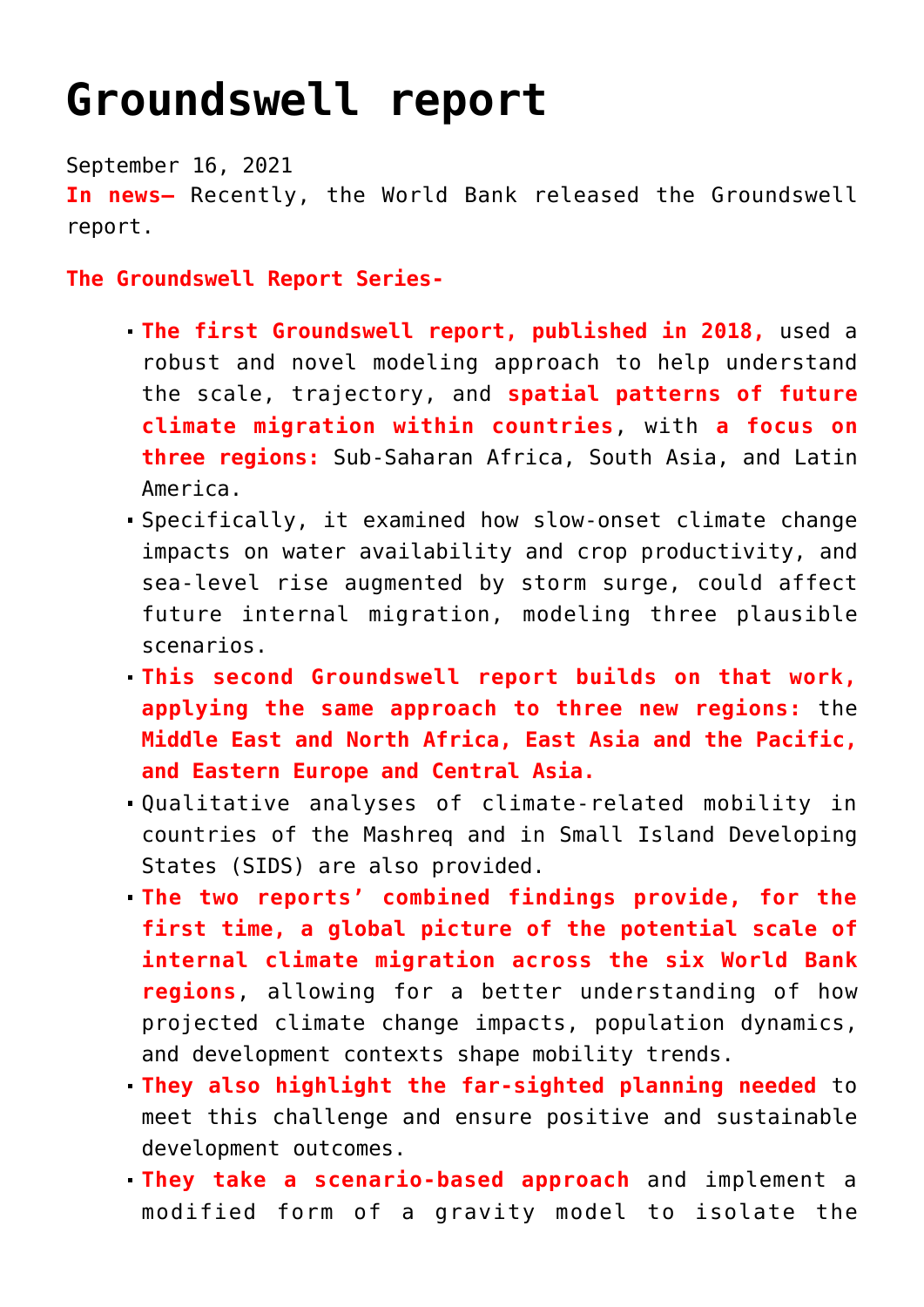# Groundswell report

September 16, 2021

**In news–** Recently, the World Bank released the Groundswell report.

**The Groundswell Report Series-**

- **The first Groundswell report, published in 2018,** used a robust and novel modeling approach to help understand the scale, trajectory, and **spatial patterns of future climate migration within countries**, with **a focus on three regions:** Sub-Saharan Africa, South Asia, and Latin America.
- Specifically, it examined how slow-onset climate change impacts on water availability and crop productivity, and sea-level rise augmented by storm surge, could affect future internal migration, modeling three plausible scenarios.
- **This second Groundswell report builds on that work, applying the same approach to three new regions:** the **Middle East and North Africa, East Asia and the Pacific, and Eastern Europe and Central Asia.**
- Qualitative analyses of climate-related mobility in countries of the Mashreq and in Small Island Developing States (SIDS) are also provided.
- **The two reports' combined findings provide, for the first time, a global picture of the potential scale of internal climate migration across the six World Bank regions**, allowing for a better understanding of how projected climate change impacts, population dynamics, and development contexts shape mobility trends.
- **They also highlight the far-sighted planning needed** to meet this challenge and ensure positive and sustainable development outcomes.
- **They take a scenario-based approach** and implement a modified form of a gravity model to isolate the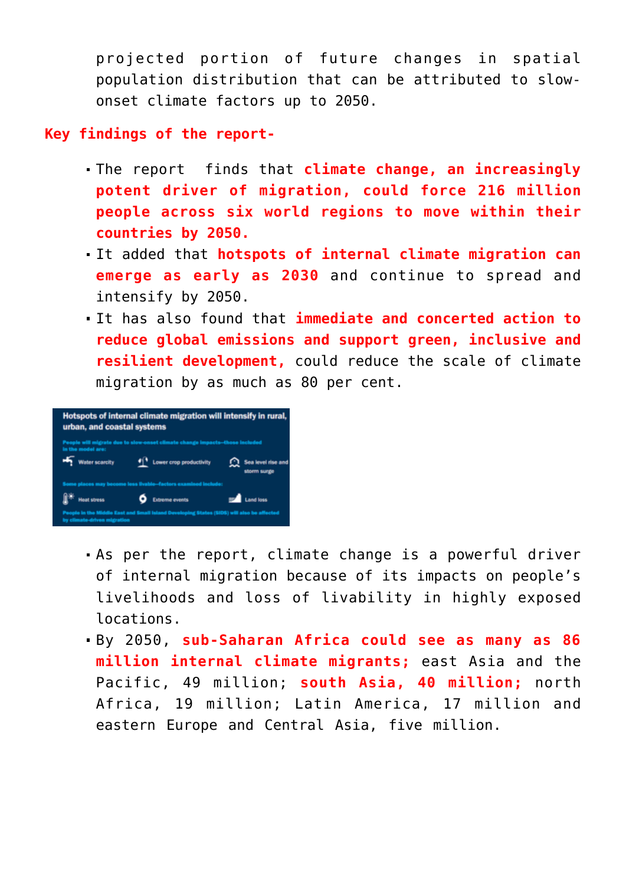projected portion of future changes in spatial population distribution that can be attributed to slow-onset climate factors up to 2050.

**Key findings of the report-**

- The report finds that **climate change, an increasingly potent driver of migration, could force 216 million people across six world regions to move within their countries by 2050.**
- It added that **hotspots of internal climate migration can emerge as early as 2030** and continue to spread and intensify by 2050.
- It has also found that **immediate and concerted action to reduce global emissions and support green, inclusive and resilient development,** could reduce the scale of climate migration by as much as 80 per cent.

Hotspots of internal climate migration will intensify in rural, urban, and coastal systems

People will migrate due to slow-onset climate change impacts—those included in the model are:

Water scarcity

Lower crop productivity

Sea level rise and storm surge

Some places may become less livable—factors examined include:

Heat stress

Extreme events

Land loss

People in the Middle East and Small Island Developing States (SIDS) will also be affected by climate-driven migration

- As per the report, climate change is a powerful driver of internal migration because of its impacts on people's livelihoods and loss of livability in highly exposed locations.
- By 2050, **sub-Saharan Africa could see as many as 86 million internal climate migrants;** east Asia and the Pacific, 49 million; **south Asia, 40 million;** north Africa, 19 million; Latin America, 17 million and eastern Europe and Central Asia, five million.